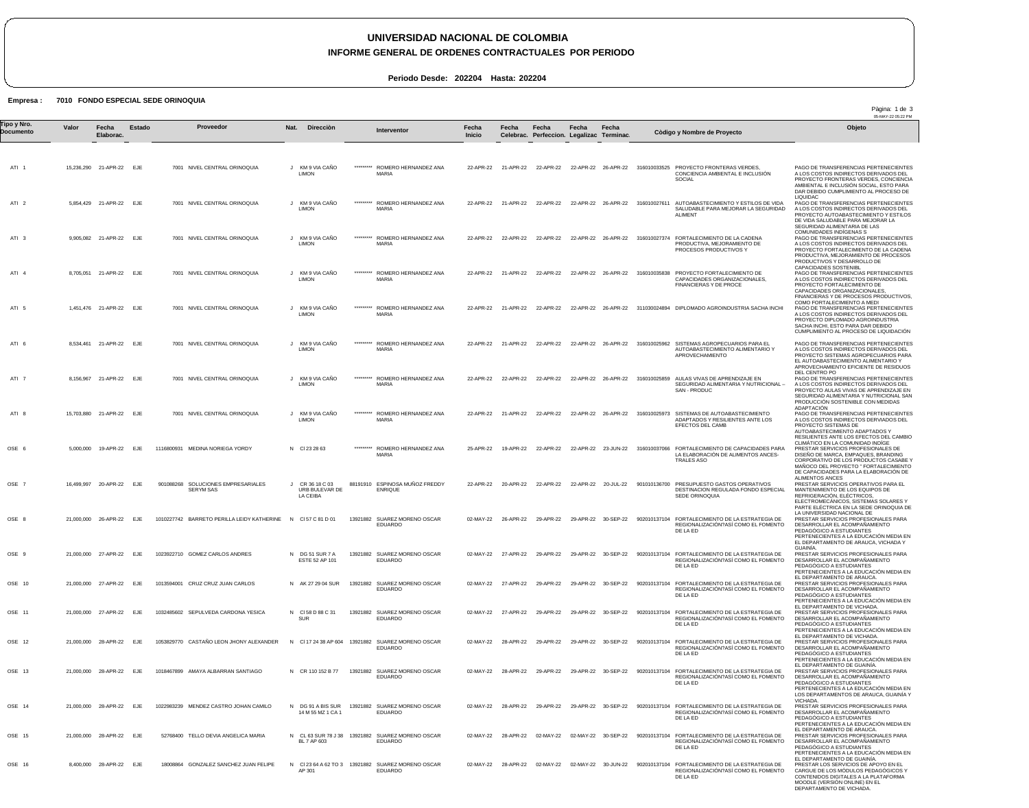# UNIVERSIDAD NACIONAL DE COLOMBIA

## INFORME GENERAL DE ORDENES CONTRACTUALES POR PERIODO

**Periodo Desde: 202204 Hasta: 202204**

**Empresa : 7010 FONDO ESPECIAL SEDE ORINOQUIA**

| Tipo y Nro. Documento | Valor | Fecha Elaborac. | Estado | Proveedor | Nat. | Dirección | Interventor | Fecha Inicio | Fecha Celebrac. | Fecha Perfeccion. | Fecha Legalizac | Fecha Terminac. | Còdigo y Nombre de Proyecto | Objeto |
|---|---|---|---|---|---|---|---|---|---|---|---|---|---|---|
| ATI 1 | 15,236,290 | 21-APR-22 | EJE | 7001 NIVEL CENTRAL ORINOQUIA | J | KM 9 VIA CAÑO LIMON | ********* ROMERO HERNANDEZ ANA MARIA | 22-APR-22 | 21-APR-22 | 22-APR-22 | 22-APR-22 | 26-APR-22 | 316010033525 PROYECTO FRONTERAS VERDES, CONCIENCIA AMBIENTAL E INCLUSIÓN SOCIAL | PAGO DE TRANSFERENCIAS PERTENECIENTES A LOS COSTOS INDIRECTOS DERIVADOS DEL PROYECTO FRONTERAS VERDES, CONCIENCIA AMBIENTAL E INCLUSIÓN SOCIAL, ESTO PARA DAR DEBIDO CUMPLIMIENTO AL PROCESO DE LIQUIDAC |
| ATI 2 | 5,854,429 | 21-APR-22 | EJE | 7001 NIVEL CENTRAL ORINOQUIA | J | KM 9 VIA CAÑO LIMON | ********* ROMERO HERNANDEZ ANA MARIA | 22-APR-22 | 21-APR-22 | 22-APR-22 | 22-APR-22 | 26-APR-22 | 316010027611 AUTOABASTECIMIENTO Y ESTILOS DE VIDA SALUDABLE PARA MEJORAR LA SEGURIDAD ALIMENT | PAGO DE TRANSFERENCIAS PERTENECIENTES A LOS COSTOS INDIRECTOS DERIVADOS DEL PROYECTO AUTOABASTECIMIENTO Y ESTILOS DE VIDA SALUDABLE PARA MEJORAR LA SEGURIDAD ALIMENTARIA DE LAS COMUNIDADES INDÍGENAS S |
| ATI 3 | 9,905,082 | 21-APR-22 | EJE | 7001 NIVEL CENTRAL ORINOQUIA | J | KM 9 VIA CAÑO LIMON | ********* ROMERO HERNANDEZ ANA MARIA | 22-APR-22 | 22-APR-22 | 22-APR-22 | 22-APR-22 | 26-APR-22 | 316010027374 FORTALECIMIENTO DE LA CADENA PRODUCTIVA, MEJORAMIENTO DE PROCESOS PRODUCTIVOS Y | PAGO DE TRANSFERENCIAS PERTENECIENTES A LOS COSTOS INDIRECTOS DERIVADOS DEL PROYECTO FORTALECIMIENTO DE LA CADENA PRODUCTIVA, MEJORAMIENTO DE PROCESOS PRODUCTIVOS Y DESARROLLO DE CAPACIDADES SOSTENIBL |
| ATI 4 | 8,705,051 | 21-APR-22 | EJE | 7001 NIVEL CENTRAL ORINOQUIA | J | KM 9 VIA CAÑO LIMON | ********* ROMERO HERNANDEZ ANA MARIA | 22-APR-22 | 21-APR-22 | 22-APR-22 | 22-APR-22 | 26-APR-22 | 316010035838 PROYECTO FORTALECIMIENTO DE CAPACIDADES ORGANIZACIONALES, FINANCIERAS Y DE PROCE | PAGO DE TRANSFERENCIAS PERTENECIENTES A LOS COSTOS INDIRECTOS DERIVADOS DEL PROYECTO FORTALECIMIENTO DE CAPACIDADES ORGANIZACIONALES, FINANCIERAS Y DE PROCESOS PRODUCTIVOS, COMO FORTALECIMIENTO A MEDI |
| ATI 5 | 1,451,476 | 21-APR-22 | EJE | 7001 NIVEL CENTRAL ORINOQUIA | J | KM 9 VIA CAÑO LIMON | ********* ROMERO HERNANDEZ ANA MARIA | 22-APR-22 | 21-APR-22 | 22-APR-22 | 22-APR-22 | 26-APR-22 | 311030024894 DIPLOMADO AGROINDUSTRIA SACHA INCHI | PAGO DE TRANSFERENCIAS PERTENECIENTES A LOS COSTOS INDIRECTOS DERIVADOS DEL PROYECTO DIPLOMADO AGROINDUSTRIA SACHA INCHI, ESTO PARA DAR DEBIDO CUMPLIMIENTO AL PROCESO DE LIQUIDACIÓN |
| ATI 6 | 8,534,461 | 21-APR-22 | EJE | 7001 NIVEL CENTRAL ORINOQUIA | J | KM 9 VIA CAÑO LIMON | ********* ROMERO HERNANDEZ ANA MARIA | 22-APR-22 | 21-APR-22 | 22-APR-22 | 22-APR-22 | 26-APR-22 | 316010025962 SISTEMAS AGROPECUARIOS PARA EL AUTOABASTECIMIENTO ALIMENTARIO Y APROVECHAMIENTO | PAGO DE TRANSFERENCIAS PERTENECIENTES A LOS COSTOS INDIRECTOS DERIVADOS DEL PROYECTO SISTEMAS AGROPECUARIOS PARA EL AUTOABASTECIMIENTO ALIMENTARIO Y APROVECHAMIENTO EFICIENTE DE RESIDUOS DEL CENTRO PO |
| ATI 7 | 8,156,967 | 21-APR-22 | EJE | 7001 NIVEL CENTRAL ORINOQUIA | J | KM 9 VIA CAÑO LIMON | ********* ROMERO HERNANDEZ ANA MARIA | 22-APR-22 | 22-APR-22 | 22-APR-22 | 22-APR-22 | 26-APR-22 | 316010025859 AULAS VIVAS DE APRENDIZAJE EN SEGURIDAD ALIMENTARIA Y NUTRICIONAL – SAN - PRODUC | PAGO DE TRANSFERENCIAS PERTENECIENTES A LOS COSTOS INDIRECTOS DERIVADOS DEL PROYECTO AULAS VIVAS DE APRENDIZAJE EN SEGURIDAD ALIMENTARIA Y NUTRICIONAL SAN PRODUCCIÓN SOSTENIBLE CON MEDIDAS ADAPTACIÓN |
| ATI 8 | 15,703,880 | 21-APR-22 | EJE | 7001 NIVEL CENTRAL ORINOQUIA | J | KM 9 VIA CAÑO LIMON | ********* ROMERO HERNANDEZ ANA MARIA | 22-APR-22 | 21-APR-22 | 22-APR-22 | 22-APR-22 | 26-APR-22 | 316010025973 SISTEMAS DE AUTOABASTECIMIENTO ADAPTADOS Y RESILIENTES ANTE LOS EFECTOS DEL CAMB | PAGO DE TRANSFERENCIAS PERTENECIENTES A LOS COSTOS INDIRECTOS DERVIADOS DEL PROYECTO SISTEMAS DE AUTOABASTECIMIENTO ADAPTADOS Y RESILIENTES ANTE LOS EFECTOS DEL CAMBIO CLIMÁTICO EN LA COMUNIDAD INDÍGE |
| OSE 6 | 5,000,000 | 19-APR-22 | EJE | 1116800931 MEDINA NORIEGA YORDY | N | Cl 23 28 63 | ********* ROMERO HERNANDEZ ANA MARIA | 25-APR-22 | 19-APR-22 | 22-APR-22 | 22-APR-22 | 23-JUN-22 | 316010037066 FORTALECIMIENTO DE CAPACIDADES PARA LA ELABORACIÓN DE ALIMENTOS ANCES-TRALES ASO | PRESTAR SERVICIOS PROFESIONALES DE DISEÑO DE MARCA, EMPAQUES, BRANDING CORPORATIVO DE LOS PRODUCTOS CASABE Y MAÑOCO DEL PROYECTO " FORTALECIMIENTO DE CAPACIDADES PARA LA ELABORACIÓN DE ALIMENTOS ANCES |
| OSE 7 | 16,499,997 | 20-APR-22 | EJE | 901088268 SOLUCIONES EMPRESARIALES SERYM SAS | J | CR 36 18 C 03 URB BULEVAR DE LA CEIBA | 88191910 ESPINOSA MUÑOZ FREDDY ENRIQUE | 22-APR-22 | 20-APR-22 | 22-APR-22 | 22-APR-22 | 20-JUL-22 | 901010136700 PRESUPUESTO GASTOS OPERATIVOS DESTINACION REGULADA FONDO ESPECIAL SEDE ORINOQUIA | PRESTAR SERVICIOS OPERATIVOS PARA EL MANTENIMIENTO DE LOS EQUIPOS DE REFRIGERACIÓN, ELÉCTRICOS, ELECTROMECÁNICOS, SISTEMAS SOLARES Y PARTE ELÉCTRICA EN LA SEDE ORINOQUIA DE LA UNIVERSIDAD NACIONAL DE |
| OSE 8 | 21,000,000 | 26-APR-22 | EJE | 1010227742 BARRETO PERILLA LEIDY KATHERINE | N | Cl 57 C 81 D 01 | 13921882 SUAREZ MORENO OSCAR EDUARDO | 02-MAY-22 | 26-APR-22 | 29-APR-22 | 29-APR-22 | 30-SEP-22 | 902010137104 FORTALECIMIENTO DE LA ESTRATEGIA DE REGIONALIZACIÓN?ASÍ COMO EL FOMENTO DE LA ED | PRESTAR SERVICIOS PROFESIONALES PARA DESARROLLAR EL ACOMPAÑAMIENTO PEDAGÓGICO A ESTUDIANTES PERTENECIENTES A LA EDUCACIÓN MEDIA EN EL DEPARTAMENTO DE ARAUCA, VICHADA Y GUAINÍA. |
| OSE 9 | 21,000,000 | 27-APR-22 | EJE | 1023922710 GOMEZ CARLOS ANDRES | N | DG 51 SUR 7 A ESTE 52 AP 101 | 13921882 SUAREZ MORENO OSCAR EDUARDO | 02-MAY-22 | 27-APR-22 | 29-APR-22 | 29-APR-22 | 30-SEP-22 | 902010137104 FORTALECIMIENTO DE LA ESTRATEGIA DE REGIONALIZACIÓN?ASÍ COMO EL FOMENTO DE LA ED | PRESTAR SERVICIOS PROFESIONALES PARA DESARROLLAR EL ACOMPAÑAMIENTO PEDAGÓGICO A ESTUDIANTES PERTENECIENTES A LA EDUCACIÓN MEDIA EN EL DEPARTAMENTO DE ARAUCA. |
| OSE 10 | 21,000,000 | 27-APR-22 | EJE | 1013594001 CRUZ CRUZ JUAN CARLOS | N | AK 27 29 04 SUR | 13921882 SUAREZ MORENO OSCAR EDUARDO | 02-MAY-22 | 27-APR-22 | 29-APR-22 | 29-APR-22 | 30-SEP-22 | 902010137104 FORTALECIMIENTO DE LA ESTRATEGIA DE REGIONALIZACIÓN?ASÍ COMO EL FOMENTO DE LA ED | PRESTAR SERVICIOS PROFESIONALES PARA DESARROLLAR EL ACOMPAÑAMIENTO PEDAGÓGICO A ESTUDIANTES PERTENECIENTES A LA EDUCACIÓN MEDIA EN EL DEPARTAMENTO DE VICHADA. |
| OSE 11 | 21,000,000 | 27-APR-22 | EJE | 1032485602 SEPULVEDA CARDONA YESICA | N | Cl 58 D 88 C 31 SUR | 13921882 SUAREZ MORENO OSCAR EDUARDO | 02-MAY-22 | 27-APR-22 | 29-APR-22 | 29-APR-22 | 30-SEP-22 | 902010137104 FORTALECIMIENTO DE LA ESTRATEGIA DE REGIONALIZACIÓN?ASÍ COMO EL FOMENTO DE LA ED | PRESTAR SERVICIOS PROFESIONALES PARA DESARROLLAR EL ACOMPAÑAMIENTO PEDAGÓGICO A ESTUDIANTES PERTENECIENTES A LA EDUCACIÓN MEDIA EN EL DEPARTAMENTO DE VICHADA. |
| OSE 12 | 21,000,000 | 28-APR-22 | EJE | 1053829770 CASTAÑO LEON JHONY ALEXANDER | N | Cl 17 24 38 AP 604 | 13921882 SUAREZ MORENO OSCAR EDUARDO | 02-MAY-22 | 28-APR-22 | 29-APR-22 | 29-APR-22 | 30-SEP-22 | 902010137104 FORTALECIMIENTO DE LA ESTRATEGIA DE REGIONALIZACIÓN?ASÍ COMO EL FOMENTO DE LA ED | PRESTAR SERVICIOS PROFESIONALES PARA DESARROLLAR EL ACOMPAÑAMIENTO PEDAGÓGICO A ESTUDIANTES PERTENECIENTES A LA EDUCACIÓN MEDIA EN EL DEPARTAMENTO DE GUAINÍA. |
| OSE 13 | 21,000,000 | 28-APR-22 | EJE | 1018467899 AMAYA ALBARRAN SANTIAGO | N | CR 110 152 B 77 | 13921882 SUAREZ MORENO OSCAR EDUARDO | 02-MAY-22 | 28-APR-22 | 29-APR-22 | 29-APR-22 | 30-SEP-22 | 902010137104 FORTALECIMIENTO DE LA ESTRATEGIA DE REGIONALIZACIÓN?ASÍ COMO EL FOMENTO DE LA ED | PRESTAR SERVICIOS PROFESIONALES PARA DESARROLLAR EL ACOMPAÑAMIENTO PEDAGÓGICO A ESTUDIANTES PERTENECIENTES A LA EDUCACIÓN MEDIA EN LOS DEPARTAMENTOS DE ARAUCA, GUAINÍA Y VICHADA. |
| OSE 14 | 21,000,000 | 28-APR-22 | EJE | 1022983239 MENDEZ CASTRO JOHAN CAMILO | N | DG 91 A BIS SUR 14 M 55 MZ 1 CA 1 | 13921882 SUAREZ MORENO OSCAR EDUARDO | 02-MAY-22 | 28-APR-22 | 29-APR-22 | 29-APR-22 | 30-SEP-22 | 902010137104 FORTALECIMIENTO DE LA ESTRATEGIA DE REGIONALIZACIÓN?ASÍ COMO EL FOMENTO DE LA ED | PRESTAR SERVICIOS PROFESIONALES PARA DESARROLLAR EL ACOMPAÑAMIENTO PEDAGÓGICO A ESTUDIANTES PERTENECIENTES A LA EDUCACIÓN MEDIA EN EL DEPARTAMENTO DE ARAUCA. |
| OSE 15 | 21,000,000 | 28-APR-22 | EJE | 52768400 TELLO DEVIA ANGELICA MARIA | N | CL 63 SUR 78 J 38 BL 7 AP 603 | 13921882 SUAREZ MORENO OSCAR EDUARDO | 02-MAY-22 | 28-APR-22 | 02-MAY-22 | 02-MAY-22 | 30-SEP-22 | 902010137104 FORTALECIMIENTO DE LA ESTRATEGIA DE REGIONALIZACIÓN?ASÍ COMO EL FOMENTO DE LA ED | PRESTAR SERVICIOS PROFESIONALES PARA DESARROLLAR EL ACOMPAÑAMIENTO PEDAGÓGICO A ESTUDIANTES PERTENECIENTES A LA EDUCACIÓN MEDIA EN EL DEPARTAMENTO DE GUAINÍA. |
| OSE 16 | 8,400,000 | 28-APR-22 | EJE | 18008864 GONZALEZ SANCHEZ JUAN FELIPE | N | Cl 23 64 A 62 TO 3 AP 301 | 13921882 SUAREZ MORENO OSCAR EDUARDO | 02-MAY-22 | 28-APR-22 | 02-MAY-22 | 02-MAY-22 | 30-JUN-22 | 902010137104 FORTALECIMIENTO DE LA ESTRATEGIA DE REGIONALIZACIÓN?ASÍ COMO EL FOMENTO DE LA ED | PRESTAR LOS SERVICIOS DE APOYO EN EL CARGUE DE LOS MÓDULOS PEDAGÓGICOS Y CONTENIDOS DIGITALES A LA PLATAFORMA MOODLE (VERSIÓN ONLINE) EN EL DEPARTAMENTO DE VICHADA. |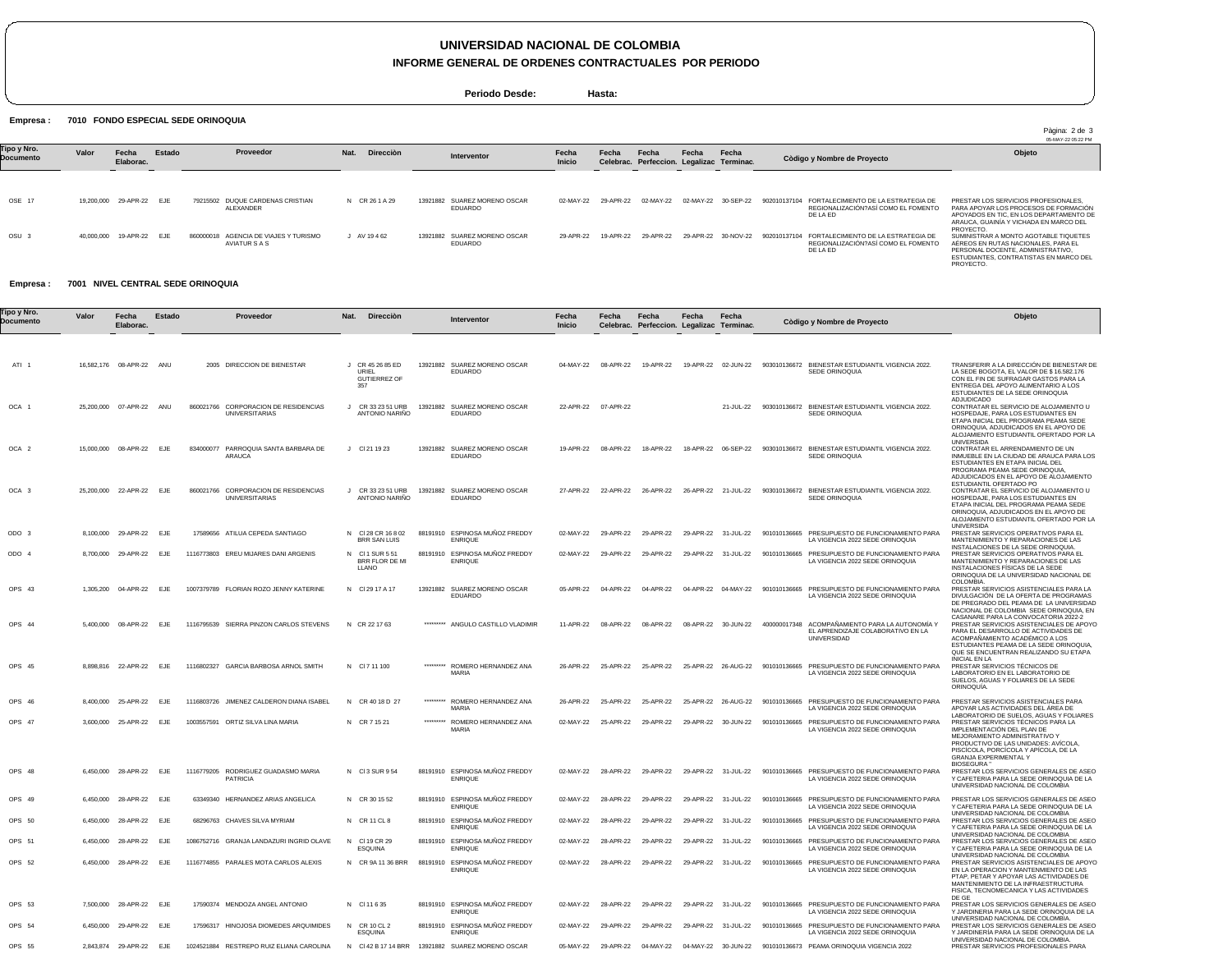# UNIVERSIDAD NACIONAL DE COLOMBIA

## INFORME GENERAL DE ORDENES CONTRACTUALES POR PERIODO

**Periodo Desde:** **Hasta:**

**Empresa : 7010 FONDO ESPECIAL SEDE ORINOQUIA**

| Tipo y Nro. Documento | Valor | Fecha Elaborac. | Estado | Proveedor | Nat. | Dirección | Interventor | Fecha Inicio | Fecha Celebrac. | Fecha Perfeccion. | Fecha Legalizac | Fecha Terminac. | Còdigo y Nombre de Proyecto | Objeto |
|---|---|---|---|---|---|---|---|---|---|---|---|---|---|---|
| OSE 17 | 19,200,000 | 29-APR-22 | EJE | 79215502 DUQUE CARDENAS CRISTIAN ALEXANDER | N | CR 26 1 A 29 | 13921882 SUAREZ MORENO OSCAR EDUARDO | 02-MAY-22 | 29-APR-22 | 02-MAY-22 | 02-MAY-22 | 30-SEP-22 | 902010137104 FORTALECIMIENTO DE LA ESTRATEGIA DE REGIONALIZACIÓN?ASÍ COMO EL FOMENTO DE LA ED | PRESTAR LOS SERVICIOS PROFESIONALES, PARA APOYAR LOS PROCESOS DE FORMACIÓN APOYADOS EN TIC, EN LOS DEPARTAMENTO DE ARAUCA, GUAINÍA Y VICHADA EN MARCO DEL PROYECTO. |
| OSU 3 | 40,000,000 | 19-APR-22 | EJE | 860000018 AGENCIA DE VIAJES Y TURISMO AVIATUR S A S | J | AV 19 4 62 | 13921882 SUAREZ MORENO OSCAR EDUARDO | 29-APR-22 | 19-APR-22 | 29-APR-22 | 29-APR-22 | 30-NOV-22 | 902010137104 FORTALECIMIENTO DE LA ESTRATEGIA DE REGIONALIZACIÓN?ASÍ COMO EL FOMENTO DE LA ED | SUMINISTRAR A MONTO AGOTABLE TIQUETES AÉREOS EN RUTAS NACIONALES, PARA EL PERSONAL DOCENTE, ADMINISTRATIVO, ESTUDIANTES, CONTRATISTAS EN MARCO DEL PROYECTO. |

**Empresa : 7001 NIVEL CENTRAL SEDE ORINOQUIA**

| Tipo y Nro. Documento | Valor | Fecha Elaborac. | Estado | Proveedor | Nat. | Dirección | Interventor | Fecha Inicio | Fecha Celebrac. | Fecha Perfeccion. | Fecha Legalizac | Fecha Terminac. | Còdigo y Nombre de Proyecto | Objeto |
|---|---|---|---|---|---|---|---|---|---|---|---|---|---|---|
| ATI 1 | 16,582,176 | 08-APR-22 | ANU | 2005 DIRECCION DE BIENESTAR | J | CR 45 26 85 ED URIEL GUTIERREZ OF 357 | 13921882 SUAREZ MORENO OSCAR EDUARDO | 04-MAY-22 | 08-APR-22 | 19-APR-22 | 19-APR-22 | 02-JUN-22 | 903010136672 BIENESTAR ESTUDIANTIL VIGENCIA 2022. SEDE ORINOQUIA | TRANSFERIR A LA DIRECCIÓN DE BIENESTAR DE LA SEDE BOGOTÁ, EL VALOR DE $ 16.582.176 CON EL FIN DE SUFRAGAR GASTOS PARA LA ENTREGA DEL APOYO ALIMENTARIO A LOS ESTUDIANTES DE LA SEDE ORINOQUIA ADJUDICADO |
| OCA 1 | 25,200,000 | 07-APR-22 | ANU | 860021766 CORPORACION DE RESIDENCIAS UNIVERSITARIAS | J | CR 33 23 51 URB ANTONIO NARIÑO | 13921882 SUAREZ MORENO OSCAR EDUARDO | 22-APR-22 | 07-APR-22 | | | 21-JUL-22 | 903010136672 BIENESTAR ESTUDIANTIL VIGENCIA 2022. SEDE ORINOQUIA | CONTRATAR EL SERVICIO DE ALOJAMIENTO U HOSPEDAJE, PARA LOS ESTUDIANTES EN ETAPA INICIAL DEL PROGRAMA PEAMA SEDE ORINOQUIA, ADJUDICADOS EN EL APOYO DE ALOJAMIENTO ESTUDIANTIL OFERTADO POR LA UNIVERSIDA |
| OCA 2 | 15,000,000 | 08-APR-22 | EJE | 834000077 PARROQUIA SANTA BARBARA DE ARAUCA | J | Cl 21 19 23 | 13921882 SUAREZ MORENO OSCAR EDUARDO | 19-APR-22 | 08-APR-22 | 18-APR-22 | 18-APR-22 | 06-SEP-22 | 903010136672 BIENESTAR ESTUDIANTIL VIGENCIA 2022. SEDE ORINOQUIA | CONTRATAR EL ARRENDAMIENTO DE UN INMUEBLE EN LA CIUDAD DE ARAUCA PARA LOS ESTUDIANTES EN ETAPA INICIAL DEL PROGRAMA PEAMA SEDE ORINOQUIA, ADJUDICADOS EN EL APOYO DE ALOJAMIENTO ESTUDIANTIL OFERTADO PO |
| OCA 3 | 25,200,000 | 22-APR-22 | EJE | 860021766 CORPORACION DE RESIDENCIAS UNIVERSITARIAS | J | CR 33 23 51 URB ANTONIO NARIÑO | 13921882 SUAREZ MORENO OSCAR EDUARDO | 27-APR-22 | 22-APR-22 | 26-APR-22 | 26-APR-22 | 21-JUL-22 | 903010136672 BIENESTAR ESTUDIANTIL VIGENCIA 2022. SEDE ORINOQUIA | CONTRATAR EL SERVICIO DE ALOJAMIENTO U HOSPEDAJE, PARA LOS ESTUDIANTES EN ETAPA INICIAL DEL PROGRAMA PEAMA SEDE ORINOQUIA, ADJUDICADOS EN EL APOYO DE ALOJAMIENTO ESTUDIANTIL OFERTADO POR LA UNIVERSIDA |
| ODO 3 | 8,100,000 | 29-APR-22 | EJE | 17589656 ATILUA CEPEDA SANTIAGO | N | Cl 28 CR 16 8 02 BRR SAN LUIS | 88191910 ESPINOSA MUÑOZ FREDDY ENRIQUE | 02-MAY-22 | 29-APR-22 | 29-APR-22 | 29-APR-22 | 31-JUL-22 | 901010136665 PRESUPUESTO DE FUNCIONAMIENTO PARA LA VIGENCIA 2022 SEDE ORINOQUIA | PRESTAR SERVICIOS OPERATIVOS PARA EL MANTENIMIENTO Y REPARACIONES DE LAS INSTALACIONES DE LA SEDE ORINOQUIA. |
| ODO 4 | 8,700,000 | 29-APR-22 | EJE | 1116773803 EREU MIJARES DANI ARGENIS | N | Cl 1 SUR 5 51 BRR FLOR DE MI LLANO | 88191910 ESPINOSA MUÑOZ FREDDY ENRIQUE | 02-MAY-22 | 29-APR-22 | 29-APR-22 | 29-APR-22 | 31-JUL-22 | 901010136665 PRESUPUESTO DE FUNCIONAMIENTO PARA LA VIGENCIA 2022 SEDE ORINOQUIA | PRESTAR SERVICIOS OPERATIVOS PARA EL MANTENIMIENTO Y REPARACIONES DE LAS INSTALACIONES FÍSICAS DE LA SEDE ORINOQUIA DE LA UNIVERSIDAD NACIONAL DE COLOMBIA. |
| OPS 43 | 1,305,200 | 04-APR-22 | EJE | 1007379789 FLORIAN ROZO JENNY KATERINE | N | Cl 29 17 A 17 | 13921882 SUAREZ MORENO OSCAR EDUARDO | 05-APR-22 | 04-APR-22 | 04-APR-22 | 04-APR-22 | 04-MAY-22 | 901010136665 PRESUPUESTO DE FUNCIONAMIENTO PARA LA VIGENCIA 2022 SEDE ORINOQUIA | PRESTAR SERVICIOS ASISTENCIALES PARA LA DIVULGACIÓN DE LA OFERTA DE PROGRAMAS DE PREGRADO DEL PEAMA DE LA UNIVERSIDAD NACIONAL DE COLOMBIA SEDE ORINOQUIA, EN CASANARE PARA LA CONVOCATORIA 2022-2 |
| OPS 44 | 5,400,000 | 08-APR-22 | EJE | 1116795539 SIERRA PINZON CARLOS STEVENS | N | CR 22 17 63 | ********* ANGULO CASTILLO VLADIMIR | 11-APR-22 | 08-APR-22 | 08-APR-22 | 08-APR-22 | 30-JUN-22 | 400000017348 ACOMPAÑAMIENTO PARA LA AUTONOMÍA Y EL APRENDIZAJE COLABORATIVO EN LA UNIVERSIDAD | PRESTAR SERVICIOS ASISTENCIALES DE APOYO PARA EL DESARROLLO DE ACTIVIDADES DE ACOMPAÑAMIENTO ACADÉMICO A LOS ESTUDIANTES PEAMA DE LA SEDE ORINOQUIA, QUE SE ENCUENTRAN REALIZANDO SU ETAPA INICIAL EN LA |
| OPS 45 | 8,898,816 | 22-APR-22 | EJE | 1116802327 GARCIA BARBOSA ARNOL SMITH | N | Cl 7 11 100 | ********* ROMERO HERNANDEZ ANA MARIA | 26-APR-22 | 25-APR-22 | 25-APR-22 | 25-APR-22 | 26-AUG-22 | 901010136665 PRESUPUESTO DE FUNCIONAMIENTO PARA LA VIGENCIA 2022 SEDE ORINOQUIA | PRESTAR SERVICIOS TÉCNICOS DE LABORATORIO EN EL LABORATORIO DE SUELOS, AGUAS Y FOLIARES DE LA SEDE ORINOQUÍA. |
| OPS 46 | 8,400,000 | 25-APR-22 | EJE | 1116803726 JIMENEZ CALDERON DIANA ISABEL | N | CR 40 18 D 27 | ********* ROMERO HERNANDEZ ANA MARIA | 26-APR-22 | 25-APR-22 | 25-APR-22 | 25-APR-22 | 26-AUG-22 | 901010136665 PRESUPUESTO DE FUNCIONAMIENTO PARA LA VIGENCIA 2022 SEDE ORINOQUIA | PRESTAR SERVICIOS ASISTENCIALES PARA APOYAR LAS ACTIVIDADES DEL ÁREA DE LABORATORIO DE SUELOS, AGUAS Y FOLIARES |
| OPS 47 | 3,600,000 | 25-APR-22 | EJE | 1003557591 ORTIZ SILVA LINA MARIA | N | CR 7 15 21 | ********* ROMERO HERNANDEZ ANA MARIA | 02-MAY-22 | 25-APR-22 | 29-APR-22 | 29-APR-22 | 30-JUN-22 | 901010136665 PRESUPUESTO DE FUNCIONAMIENTO PARA LA VIGENCIA 2022 SEDE ORINOQUIA | PRESTAR SERVICIOS TÉCNICOS PARA LA IMPLEMENTACIÓN DEL PLAN DE MEJORAMIENTO ADMINISTRATIVO Y PRODUCTIVO DE LAS UNIDADES: AVÍCOLA, PISCÍCOLA, PORCÍCOLA Y APÍCOLA, DE LA GRANJA EXPERIMENTAL Y BIOSEGURA " |
| OPS 48 | 6,450,000 | 28-APR-22 | EJE | 1116779205 RODRIGUEZ GUADASMO MARIA PATRICIA | N | Cl 3 SUR 9 54 | 88191910 ESPINOSA MUÑOZ FREDDY ENRIQUE | 02-MAY-22 | 28-APR-22 | 29-APR-22 | 29-APR-22 | 31-JUL-22 | 901010136665 PRESUPUESTO DE FUNCIONAMIENTO PARA LA VIGENCIA 2022 SEDE ORINOQUIA | PRESTAR LOS SERVICIOS GENERALES DE ASEO Y CAFETERIA PARA LA SEDE ORINOQUIA DE LA UNIVERSIDAD NACIONAL DE COLOMBIA |
| OPS 49 | 6,450,000 | 28-APR-22 | EJE | 63349340 HERNANDEZ ARIAS ANGELICA | N | CR 30 15 52 | 88191910 ESPINOSA MUÑOZ FREDDY ENRIQUE | 02-MAY-22 | 28-APR-22 | 29-APR-22 | 29-APR-22 | 31-JUL-22 | 901010136665 PRESUPUESTO DE FUNCIONAMIENTO PARA LA VIGENCIA 2022 SEDE ORINOQUIA | PRESTAR LOS SERVICIOS GENERALES DE ASEO Y CAFETERIA PARA LA SEDE ORINOQUIA DE LA UNIVERSIDAD NACIONAL DE COLOMBIA |
| OPS 50 | 6,450,000 | 28-APR-22 | EJE | 68296763 CHAVES SILVA MYRIAM | N | CR 11 CL 8 | 88191910 ESPINOSA MUÑOZ FREDDY ENRIQUE | 02-MAY-22 | 28-APR-22 | 29-APR-22 | 29-APR-22 | 31-JUL-22 | 901010136665 PRESUPUESTO DE FUNCIONAMIENTO PARA LA VIGENCIA 2022 SEDE ORINOQUIA | PRESTAR LOS SERVICIOS GENERALES DE ASEO Y CAFETERIA PARA LA SEDE ORINOQUIA DE LA UNIVERSIDAD NACIONAL DE COLOMBIA |
| OPS 51 | 6,450,000 | 28-APR-22 | EJE | 1086752716 GRANJA LANDAZURI INGRID OLAVE | N | Cl 19 CR 29 ESQUINA | 88191910 ESPINOSA MUÑOZ FREDDY ENRIQUE | 02-MAY-22 | 28-APR-22 | 29-APR-22 | 29-APR-22 | 31-JUL-22 | 901010136665 PRESUPUESTO DE FUNCIONAMIENTO PARA LA VIGENCIA 2022 SEDE ORINOQUIA | PRESTAR LOS SERVICIOS GENERALES DE ASEO Y CAFETERIA PARA LA SEDE ORINOQUIA DE LA UNIVERSIDAD NACIONAL DE COLOMBIA |
| OPS 52 | 6,450,000 | 28-APR-22 | EJE | 1116774855 PARALES MOTA CARLOS ALEXIS | N | CR 9A 11 36 BRR | 88191910 ESPINOSA MUÑOZ FREDDY ENRIQUE | 02-MAY-22 | 28-APR-22 | 29-APR-22 | 29-APR-22 | 31-JUL-22 | 901010136665 PRESUPUESTO DE FUNCIONAMIENTO PARA LA VIGENCIA 2022 SEDE ORINOQUIA | PRESTAR SERVICIOS ASISTENCIALES DE APOYO EN LA OPERACION Y MANTENIMIENTO DE LAS PTAP, PETAR Y APOYAR LAS ACTIVIDADES DE MANTENIMIENTO DE LA INFRAESTRUCTURA FISICA, TECNOMECANICA Y LAS ACTIVIDADES DE GE |
| OPS 53 | 7,500,000 | 28-APR-22 | EJE | 17590374 MENDOZA ANGEL ANTONIO | N | Cl 11 6 35 | 88191910 ESPINOSA MUÑOZ FREDDY ENRIQUE | 02-MAY-22 | 28-APR-22 | 29-APR-22 | 29-APR-22 | 31-JUL-22 | 901010136665 PRESUPUESTO DE FUNCIONAMIENTO PARA LA VIGENCIA 2022 SEDE ORINOQUIA | PRESTAR LOS SERVICIOS GENERALES DE ASEO Y JARDINERÍA PARA LA SEDE ORINOQUIA DE LA UNIVERSIDAD NACIONAL DE COLOMBIA. |
| OPS 54 | 6,450,000 | 29-APR-22 | EJE | 17596317 HINOJOSA DIOMEDES ARQUIMIDES | N | CR 10 CL 2 ESQUINA | 88191910 ESPINOSA MUÑOZ FREDDY ENRIQUE | 02-MAY-22 | 29-APR-22 | 29-APR-22 | 29-APR-22 | 31-JUL-22 | 901010136665 PRESUPUESTO DE FUNCIONAMIENTO PARA LA VIGENCIA 2022 SEDE ORINOQUIA | PRESTAR LOS SERVICIOS GENERALES DE ASEO Y JARDINERÍA PARA LA SEDE ORINOQUIA DE LA UNIVERSIDAD NACIONAL DE COLOMBIA. |
| OPS 55 | 2,843,874 | 29-APR-22 | EJE | 1024521884 RESTREPO RUIZ ELIANA CAROLINA | N | Cl 42 B 17 14 BRR | 13921882 SUAREZ MORENO OSCAR | 05-MAY-22 | 29-APR-22 | 04-MAY-22 | 04-MAY-22 | 30-JUN-22 | 901010136673 PEAMA ORINOQUIA VIGENCIA 2022 | PRESTAR SERVICIOS PROFESIONALES PARA |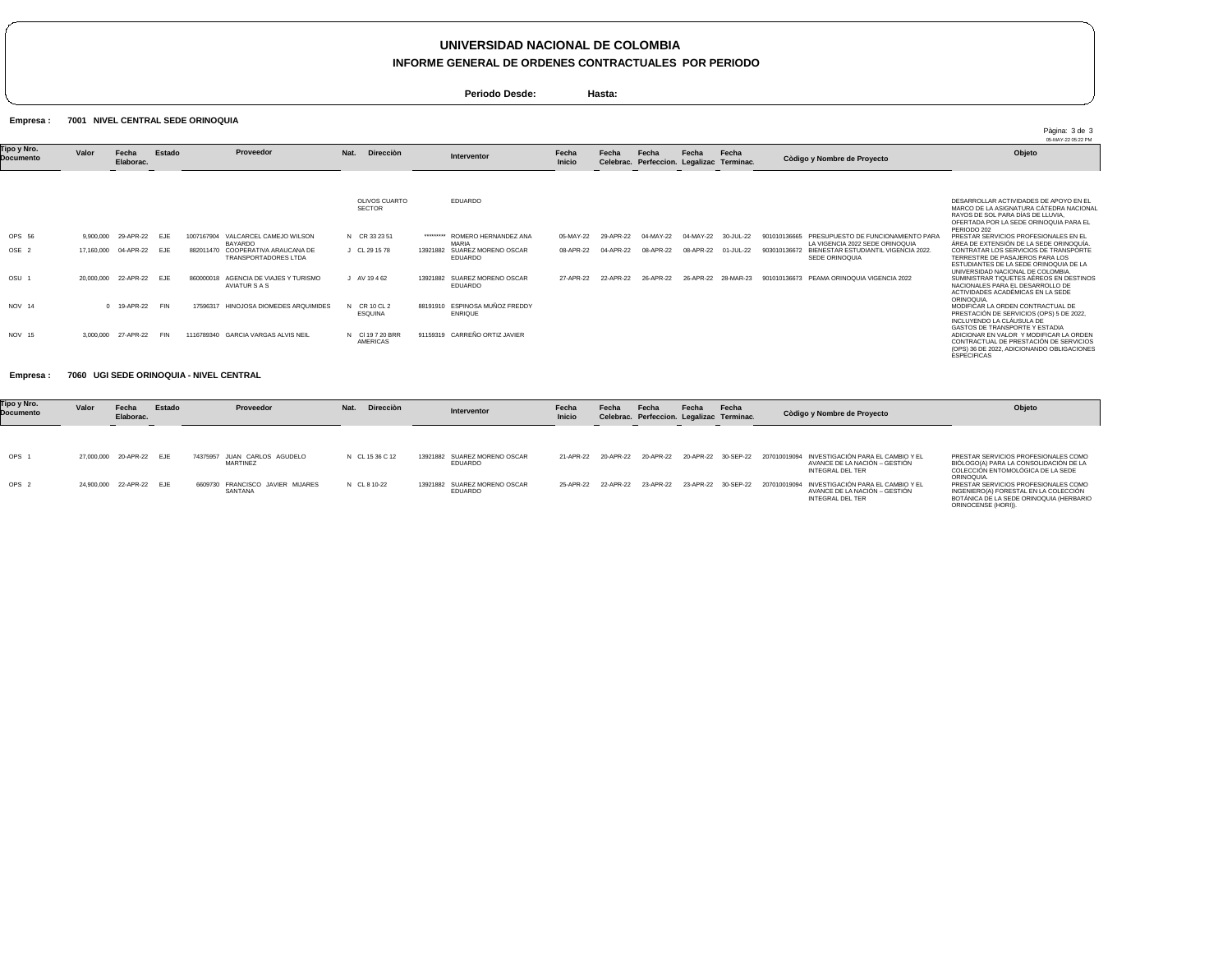# UNIVERSIDAD NACIONAL DE COLOMBIA

## INFORME GENERAL DE ORDENES CONTRACTUALES POR PERIODO

**Periodo Desde:** **Hasta:**

**Empresa : 7001 NIVEL CENTRAL SEDE ORINOQUIA**

05-MAY-22 05:22 PM

| Tipo y Nro. Documento | Valor | Fecha Elaborac. | Estado | Proveedor | Nat. | Dirección | Interventor | Fecha Inicio | Fecha Celebrac. | Fecha Perfeccion. | Fecha Legalizac | Fecha Terminac. | Còdigo y Nombre de Proyecto | Objeto |
|---|---|---|---|---|---|---|---|---|---|---|---|---|---|---|
| | | | | | | OLIVOS CUARTO SECTOR | EDUARDO | | | | | | | DESARROLLAR ACTIVIDADES DE APOYO EN EL MARCO DE LA ASIGNATURA CÁTEDRA NACIONAL RAYOS DE SOL PARA DÍAS DE LLUVIA, OFERTADA POR LA SEDE ORINOQUIA PARA EL PERIODO 202 |
| OPS 56 | 9,900,000 | 29-APR-22 | EJE | 1007167904 VALCARCEL CAMEJO WILSON BAYARDO | N | CR 33 23 51 | ********* ROMERO HERNANDEZ ANA MARIA | 05-MAY-22 | 29-APR-22 | 04-MAY-22 | 04-MAY-22 | 30-JUL-22 | 901010136665 PRESUPUESTO DE FUNCIONAMIENTO PARA LA VIGENCIA 2022 SEDE ORINOQUIA | PRESTAR SERVICIOS PROFESIONALES EN EL ÁREA DE EXTENSIÓN DE LA SEDE ORINOQUÍA. |
| OSE 2 | 17,160,000 | 04-APR-22 | EJE | 882011470 COOPERATIVA ARAUCANA DE TRANSPORTADORES LTDA | J | CL 29 15 78 | 13921882 SUAREZ MORENO OSCAR EDUARDO | 08-APR-22 | 04-APR-22 | 08-APR-22 | 08-APR-22 | 01-JUL-22 | 903010136672 BIENESTAR ESTUDIANTIL VIGENCIA 2022. SEDE ORINOQUIA | CONTRATAR LOS SERVICIOS DE TRANSPORTE TERRESTRE DE PASAJEROS PARA LOS ESTUDIANTES DE LA SEDE ORINOQUIA DE LA UNIVERSIDAD NACIONAL DE COLOMBIA. |
| OSU 1 | 20,000,000 | 22-APR-22 | EJE | 860000018 AGENCIA DE VIAJES Y TURISMO AVIATUR S A S | J | AV 19 4 62 | 13921882 SUAREZ MORENO OSCAR EDUARDO | 27-APR-22 | 22-APR-22 | 26-APR-22 | 26-APR-22 | 28-MAR-23 | 901010136673 PEAMA ORINOQUIA VIGENCIA 2022 | SUMINISTRAR TIQUETES AÉREOS EN DESTINOS NACIONALES PARA EL DESARROLLO DE ACTIVIDADES ACADÉMICAS EN LA SEDE ORINOQUIA. |
| NOV 14 | 0 | 19-APR-22 | FIN | 17596317 HINOJOSA DIOMEDES ARQUIMIDES | N | CR 10 CL 2 ESQUINA | 88191910 ESPINOSA MUÑOZ FREDDY ENRIQUE | | | | | | | MODIFICAR LA ORDEN CONTRACTUAL DE PRESTACIÓN DE SERVICIOS (OPS) 5 DE 2022, INCLUYENDO LA CLAUSULA DE GASTOS DE TRANSPORTE Y ESTADIA |
| NOV 15 | 3,000,000 | 27-APR-22 | FIN | 1116789340 GARCIA VARGAS ALVIS NEIL | N | Cl 19 7 20 BRR AMERICAS | 91159319 CARREÑO ORTIZ JAVIER | | | | | | | ADICIONAR EN VALOR Y MODIFICAR LA ORDEN CONTRACTUAL DE PRESTACIÓN DE SERVICIOS (OPS) 36 DE 2022, ADICIONANDO OBLIGACIONES ESPECIFICAS |

**Empresa : 7060 UGI SEDE ORINOQUIA - NIVEL CENTRAL**

| Tipo y Nro. Documento | Valor | Fecha Elaborac. | Estado | Proveedor | Nat. | Dirección | Interventor | Fecha Inicio | Fecha Celebrac. | Fecha Perfeccion. | Fecha Legalizac | Fecha Terminac. | Còdigo y Nombre de Proyecto | Objeto |
|---|---|---|---|---|---|---|---|---|---|---|---|---|---|---|
| OPS 1 | 27,000,000 | 20-APR-22 | EJE | 74375957 JUAN CARLOS AGUDELO MARTINEZ | N | CL 15 36 C 12 | 13921882 SUAREZ MORENO OSCAR EDUARDO | 21-APR-22 | 20-APR-22 | 20-APR-22 | 20-APR-22 | 30-SEP-22 | 207010019094 INVESTIGACIÓN PARA EL CAMBIO Y EL AVANCE DE LA NACIÓN – GESTIÓN INTEGRAL DEL TER | PRESTAR SERVICIOS PROFESIONALES COMO BIÓLOGO(A) PARA LA CONSOLIDACIÓN DE LA COLECCIÓN ENTOMOLÓGICA DE LA SEDE ORINOQUIA. |
| OPS 2 | 24,900,000 | 22-APR-22 | EJE | 6609730 FRANCISCO JAVIER MIJARES SANTANA | N | CL 8 10-22 | 13921882 SUAREZ MORENO OSCAR EDUARDO | 25-APR-22 | 22-APR-22 | 23-APR-22 | 23-APR-22 | 30-SEP-22 | 207010019094 INVESTIGACIÓN PARA EL CAMBIO Y EL AVANCE DE LA NACIÓN – GESTIÓN INTEGRAL DEL TER | PRESTAR SERVICIOS PROFESIONALES COMO INGENIERO(A) FORESTAL EN LA COLECCIÓN BOTÁNICA DE LA SEDE ORINOQUIA (HERBARIO ORINOCENSE (HORI)). |